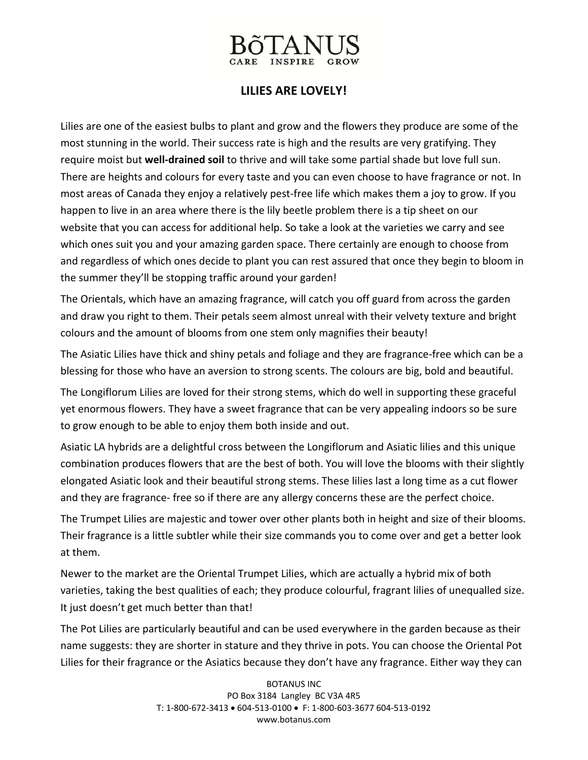# BŌTANUS

CARE INSPIRE GROW

## LILIES ARE LOVELY!

Lilies are one of the easiest bulbs to plant and grow and the flowers they produce are some of the most stunning in the world. Their success rate is high and the results are very gratifying. They require moist but **well-drained soil** to thrive and will take some partial shade but love full sun. There are heights and colours for every taste and you can even choose to have fragrance or not. In most areas of Canada they enjoy a relatively pest-free life which makes them a joy to grow. If you happen to live in an area where there is the lily beetle problem there is a tip sheet on our website that you can access for additional help. So take a look at the varieties we carry and see which ones suit you and your amazing garden space. There certainly are enough to choose from and regardless of which ones decide to plant you can rest assured that once they begin to bloom in the summer they'll be stopping traffic around your garden!

The Orientals, which have an amazing fragrance, will catch you off guard from across the garden and draw you right to them. Their petals seem almost unreal with their velvety texture and bright colours and the amount of blooms from one stem only magnifies their beauty!

The Asiatic Lilies have thick and shiny petals and foliage and they are fragrance-free which can be a blessing for those who have an aversion to strong scents. The colours are big, bold and beautiful.

The Longiflorum Lilies are loved for their strong stems, which do well in supporting these graceful yet enormous flowers. They have a sweet fragrance that can be very appealing indoors so be sure to grow enough to be able to enjoy them both inside and out.

Asiatic LA hybrids are a delightful cross between the Longiflorum and Asiatic lilies and this unique combination produces flowers that are the best of both. You will love the blooms with their slightly elongated Asiatic look and their beautiful strong stems. These lilies last a long time as a cut flower and they are fragrance- free so if there are any allergy concerns these are the perfect choice.

The Trumpet Lilies are majestic and tower over other plants both in height and size of their blooms. Their fragrance is a little subtler while their size commands you to come over and get a better look at them.

Newer to the market are the Oriental Trumpet Lilies, which are actually a hybrid mix of both varieties, taking the best qualities of each; they produce colourful, fragrant lilies of unequalled size. It just doesn't get much better than that!

The Pot Lilies are particularly beautiful and can be used everywhere in the garden because as their name suggests: they are shorter in stature and they thrive in pots. You can choose the Oriental Pot Lilies for their fragrance or the Asiatics because they don't have any fragrance. Either way they can

BOTANUS INC
PO Box 3184 Langley BC V3A 4R5
T: 1-800-672-3413 • 604-513-0100 • F: 1-800-603-3677 604-513-0192
www.botanus.com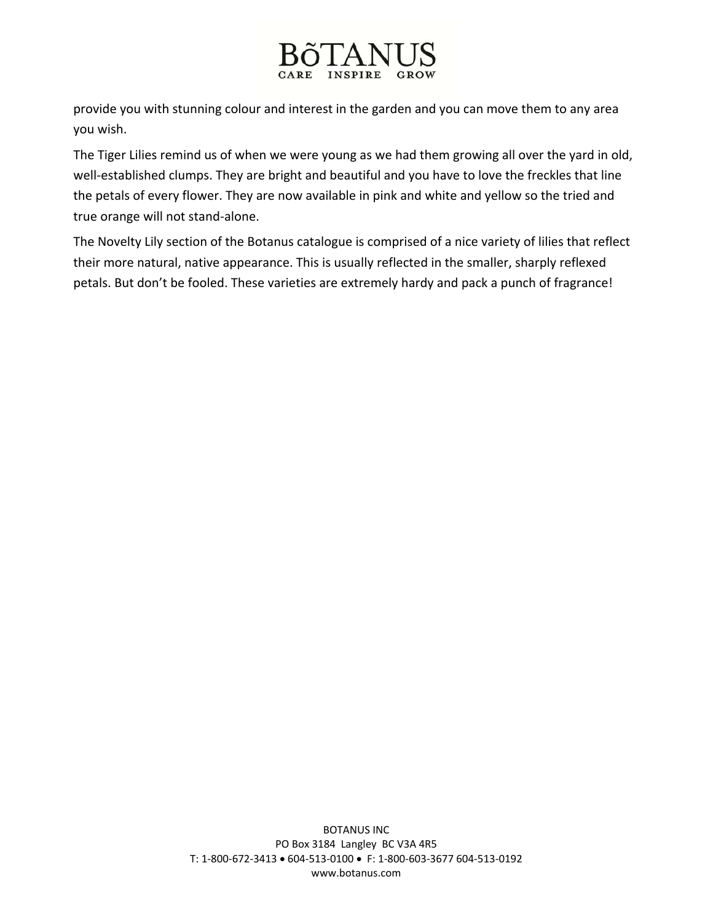provide you with stunning colour and interest in the garden and you can move them to any area you wish.

The Tiger Lilies remind us of when we were young as we had them growing all over the yard in old, well-established clumps. They are bright and beautiful and you have to love the freckles that line the petals of every flower. They are now available in pink and white and yellow so the tried and true orange will not stand-alone.

The Novelty Lily section of the Botanus catalogue is comprised of a nice variety of lilies that reflect their more natural, native appearance. This is usually reflected in the smaller, sharply reflexed petals. But don't be fooled. These varieties are extremely hardy and pack a punch of fragrance!